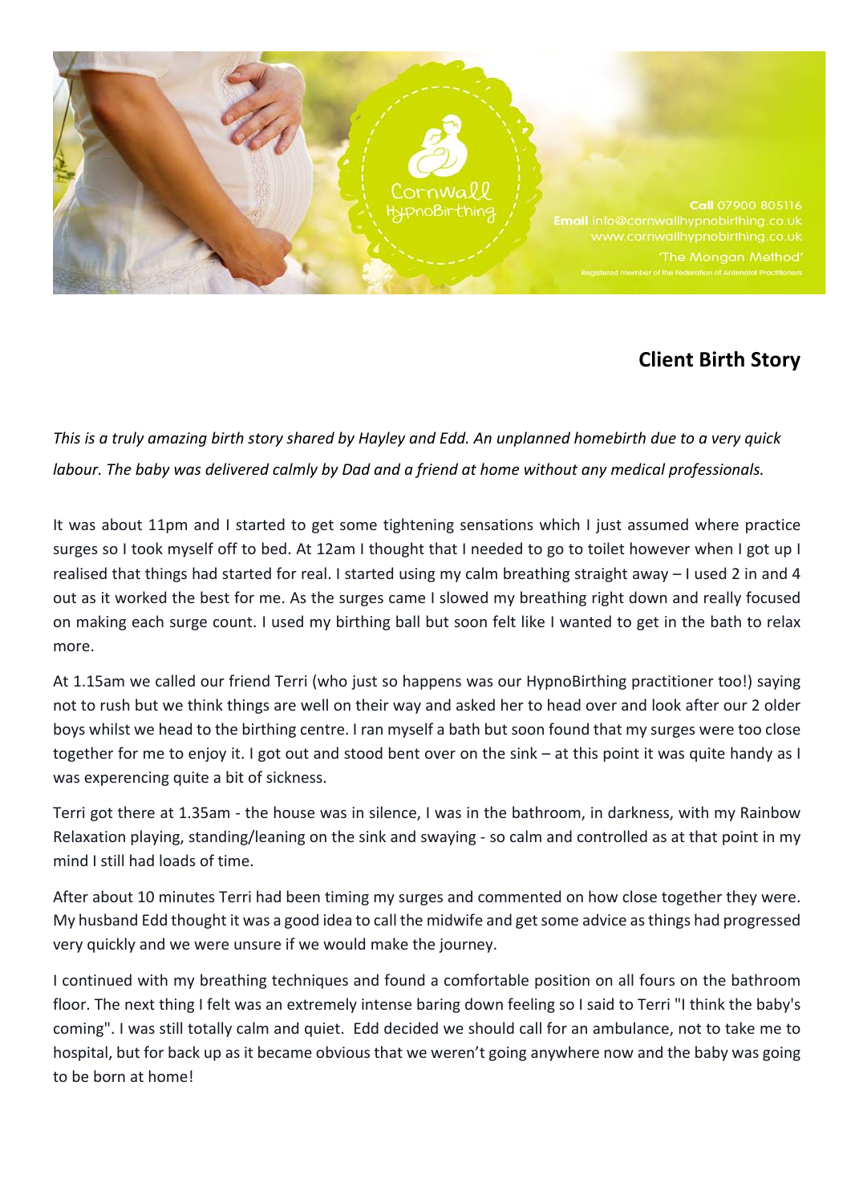Cornwall HypnoBirthing

**Call** 07900 805116
**Email** info@cornwallhypnobirthing.co.uk
www.cornwallhypnobirthing.co.uk
'The Mongan Method'
Registered member of the Federation of Antenatal Practitioners

## Client Birth Story

*This is a truly amazing birth story shared by Hayley and Edd. An unplanned homebirth due to a very quick labour. The baby was delivered calmly by Dad and a friend at home without any medical professionals.*

It was about 11pm and I started to get some tightening sensations which I just assumed where practice surges so I took myself off to bed. At 12am I thought that I needed to go to toilet however when I got up I realised that things had started for real. I started using my calm breathing straight away – I used 2 in and 4 out as it worked the best for me. As the surges came I slowed my breathing right down and really focused on making each surge count. I used my birthing ball but soon felt like I wanted to get in the bath to relax more.

At 1.15am we called our friend Terri (who just so happens was our HypnoBirthing practitioner too!) saying not to rush but we think things are well on their way and asked her to head over and look after our 2 older boys whilst we head to the birthing centre. I ran myself a bath but soon found that my surges were too close together for me to enjoy it. I got out and stood bent over on the sink – at this point it was quite handy as I was experencing quite a bit of sickness.

Terri got there at 1.35am - the house was in silence, I was in the bathroom, in darkness, with my Rainbow Relaxation playing, standing/leaning on the sink and swaying - so calm and controlled as at that point in my mind I still had loads of time.

After about 10 minutes Terri had been timing my surges and commented on how close together they were. My husband Edd thought it was a good idea to call the midwife and get some advice as things had progressed very quickly and we were unsure if we would make the journey.

I continued with my breathing techniques and found a comfortable position on all fours on the bathroom floor. The next thing I felt was an extremely intense baring down feeling so I said to Terri "I think the baby's coming". I was still totally calm and quiet. Edd decided we should call for an ambulance, not to take me to hospital, but for back up as it became obvious that we weren't going anywhere now and the baby was going to be born at home!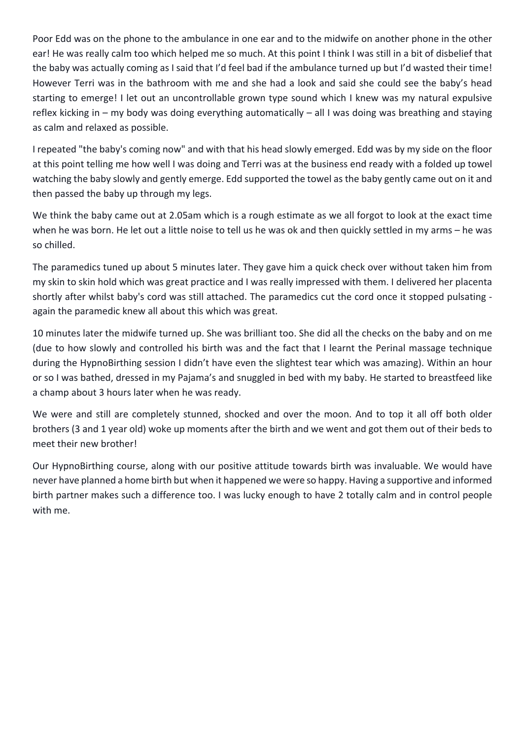Poor Edd was on the phone to the ambulance in one ear and to the midwife on another phone in the other ear! He was really calm too which helped me so much. At this point I think I was still in a bit of disbelief that the baby was actually coming as I said that I'd feel bad if the ambulance turned up but I'd wasted their time! However Terri was in the bathroom with me and she had a look and said she could see the baby's head starting to emerge! I let out an uncontrollable grown type sound which I knew was my natural expulsive reflex kicking in – my body was doing everything automatically – all I was doing was breathing and staying as calm and relaxed as possible.

I repeated "the baby's coming now" and with that his head slowly emerged. Edd was by my side on the floor at this point telling me how well I was doing and Terri was at the business end ready with a folded up towel watching the baby slowly and gently emerge. Edd supported the towel as the baby gently came out on it and then passed the baby up through my legs.

We think the baby came out at 2.05am which is a rough estimate as we all forgot to look at the exact time when he was born. He let out a little noise to tell us he was ok and then quickly settled in my arms – he was so chilled.

The paramedics tuned up about 5 minutes later. They gave him a quick check over without taken him from my skin to skin hold which was great practice and I was really impressed with them. I delivered her placenta shortly after whilst baby's cord was still attached. The paramedics cut the cord once it stopped pulsating - again the paramedic knew all about this which was great.

10 minutes later the midwife turned up. She was brilliant too. She did all the checks on the baby and on me (due to how slowly and controlled his birth was and the fact that I learnt the Perinal massage technique during the HypnoBirthing session I didn't have even the slightest tear which was amazing). Within an hour or so I was bathed, dressed in my Pajama's and snuggled in bed with my baby. He started to breastfeed like a champ about 3 hours later when he was ready.

We were and still are completely stunned, shocked and over the moon. And to top it all off both older brothers (3 and 1 year old) woke up moments after the birth and we went and got them out of their beds to meet their new brother!

Our HypnoBirthing course, along with our positive attitude towards birth was invaluable. We would have never have planned a home birth but when it happened we were so happy. Having a supportive and informed birth partner makes such a difference too. I was lucky enough to have 2 totally calm and in control people with me.